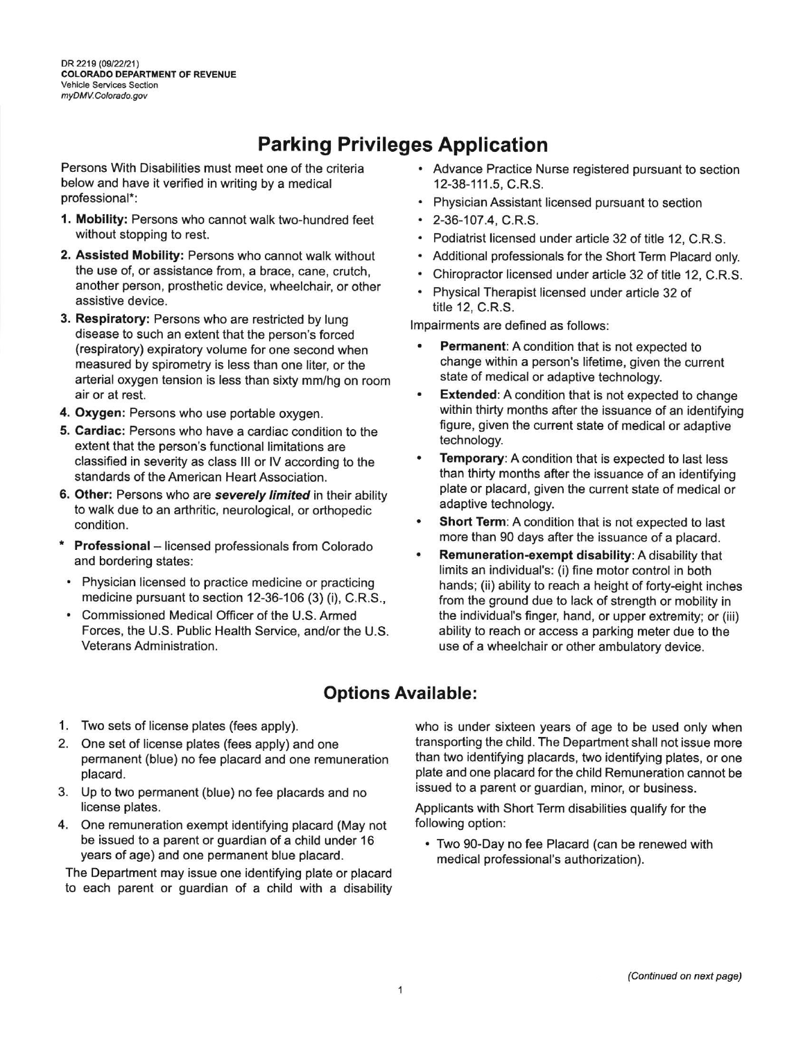DR 2219 (09/22/21)
**COLORADO DEPARTMENT OF REVENUE**
Vehicle Services Section
*myDMV.Colorado.gov*

# Parking Privileges Application

Persons With Disabilities must meet one of the criteria below and have it verified in writing by a medical professional*:

1. **Mobility:** Persons who cannot walk two-hundred feet without stopping to rest.
2. **Assisted Mobility:** Persons who cannot walk without the use of, or assistance from, a brace, cane, crutch, another person, prosthetic device, wheelchair, or other assistive device.
3. **Respiratory:** Persons who are restricted by lung disease to such an extent that the person's forced (respiratory) expiratory volume for one second when measured by spirometry is less than one liter, or the arterial oxygen tension is less than sixty mm/hg on room air or at rest.
4. **Oxygen:** Persons who use portable oxygen.
5. **Cardiac:** Persons who have a cardiac condition to the extent that the person's functional limitations are classified in severity as class III or IV according to the standards of the American Heart Association.
6. **Other:** Persons who are ***severely limited*** in their ability to walk due to an arthritic, neurological, or orthopedic condition.

\* **Professional** – licensed professionals from Colorado and bordering states:

- Physician licensed to practice medicine or practicing medicine pursuant to section 12-36-106 (3) (i), C.R.S.,
- Commissioned Medical Officer of the U.S. Armed Forces, the U.S. Public Health Service, and/or the U.S. Veterans Administration.
- Advance Practice Nurse registered pursuant to section 12-38-111.5, C.R.S.
- Physician Assistant licensed pursuant to section
- 2-36-107.4, C.R.S.
- Podiatrist licensed under article 32 of title 12, C.R.S.
- Additional professionals for the Short Term Placard only.
- Chiropractor licensed under article 32 of title 12, C.R.S.
- Physical Therapist licensed under article 32 of title 12, C.R.S.

Impairments are defined as follows:

- **Permanent**: A condition that is not expected to change within a person's lifetime, given the current state of medical or adaptive technology.
- **Extended**: A condition that is not expected to change within thirty months after the issuance of an identifying figure, given the current state of medical or adaptive technology.
- **Temporary**: A condition that is expected to last less than thirty months after the issuance of an identifying plate or placard, given the current state of medical or adaptive technology.
- **Short Term**: A condition that is not expected to last more than 90 days after the issuance of a placard.
- **Remuneration-exempt disability**: A disability that limits an individual's: (i) fine motor control in both hands; (ii) ability to reach a height of forty-eight inches from the ground due to lack of strength or mobility in the individual's finger, hand, or upper extremity; or (iii) ability to reach or access a parking meter due to the use of a wheelchair or other ambulatory device.

## Options Available:

1. Two sets of license plates (fees apply).
2. One set of license plates (fees apply) and one permanent (blue) no fee placard and one remuneration placard.
3. Up to two permanent (blue) no fee placards and no license plates.
4. One remuneration exempt identifying placard (May not be issued to a parent or guardian of a child under 16 years of age) and one permanent blue placard.

The Department may issue one identifying plate or placard to each parent or guardian of a child with a disability who is under sixteen years of age to be used only when transporting the child. The Department shall not issue more than two identifying placards, two identifying plates, or one plate and one placard for the child Remuneration cannot be issued to a parent or guardian, minor, or business.

Applicants with Short Term disabilities qualify for the following option:

- Two 90-Day no fee Placard (can be renewed with medical professional's authorization).

*(Continued on next page)*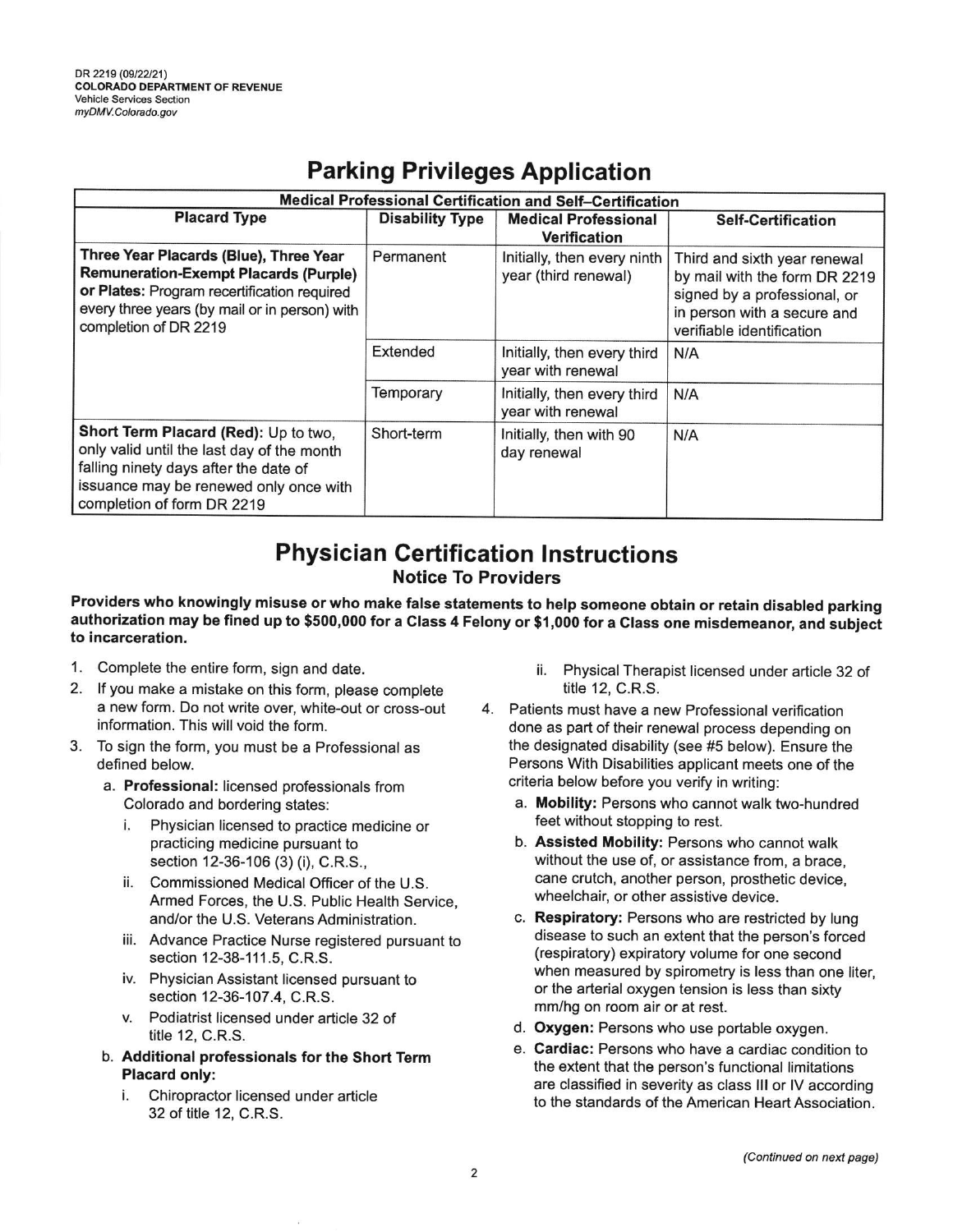DR 2219 (09/22/21)
**COLORADO DEPARTMENT OF REVENUE**
Vehicle Services Section
*myDMV.Colorado.gov*

# Parking Privileges Application

| Medical Professional Certification and Self–Certification | | | |
|---|---|---|---|
| **Placard Type** | **Disability Type** | **Medical Professional Verification** | **Self-Certification** |
| **Three Year Placards (Blue), Three Year Remuneration-Exempt Placards (Purple) or Plates:** Program recertification required every three years (by mail or in person) with completion of DR 2219 | Permanent | Initially, then every ninth year (third renewal) | Third and sixth year renewal by mail with the form DR 2219 signed by a professional, or in person with a secure and verifiable identification |
| | Extended | Initially, then every third year with renewal | N/A |
| | Temporary | Initially, then every third year with renewal | N/A |
| **Short Term Placard (Red):** Up to two, only valid until the last day of the month falling ninety days after the date of issuance may be renewed only once with completion of form DR 2219 | Short-term | Initially, then with 90 day renewal | N/A |

## Physician Certification Instructions

### Notice To Providers

**Providers who knowingly misuse or who make false statements to help someone obtain or retain disabled parking authorization may be fined up to $500,000 for a Class 4 Felony or $1,000 for a Class one misdemeanor, and subject to incarceration.**

1. Complete the entire form, sign and date.
2. If you make a mistake on this form, please complete a new form. Do not write over, white-out or cross-out information. This will void the form.
3. To sign the form, you must be a Professional as defined below.
   a. **Professional:** licensed professionals from Colorado and bordering states:
      i. Physician licensed to practice medicine or practicing medicine pursuant to section 12-36-106 (3) (i), C.R.S.,
      ii. Commissioned Medical Officer of the U.S. Armed Forces, the U.S. Public Health Service, and/or the U.S. Veterans Administration.
      iii. Advance Practice Nurse registered pursuant to section 12-38-111.5, C.R.S.
      iv. Physician Assistant licensed pursuant to section 12-36-107.4, C.R.S.
      v. Podiatrist licensed under article 32 of title 12, C.R.S.
   b. **Additional professionals for the Short Term Placard only:**
      i. Chiropractor licensed under article 32 of title 12, C.R.S.
      ii. Physical Therapist licensed under article 32 of title 12, C.R.S.
4. Patients must have a new Professional verification done as part of their renewal process depending on the designated disability (see #5 below). Ensure the Persons With Disabilities applicant meets one of the criteria below before you verify in writing:
   a. **Mobility:** Persons who cannot walk two-hundred feet without stopping to rest.
   b. **Assisted Mobility:** Persons who cannot walk without the use of, or assistance from, a brace, cane crutch, another person, prosthetic device, wheelchair, or other assistive device.
   c. **Respiratory:** Persons who are restricted by lung disease to such an extent that the person's forced (respiratory) expiratory volume for one second when measured by spirometry is less than one liter, or the arterial oxygen tension is less than sixty mm/hg on room air or at rest.
   d. **Oxygen:** Persons who use portable oxygen.
   e. **Cardiac:** Persons who have a cardiac condition to the extent that the person's functional limitations are classified in severity as class III or IV according to the standards of the American Heart Association.

*(Continued on next page)*